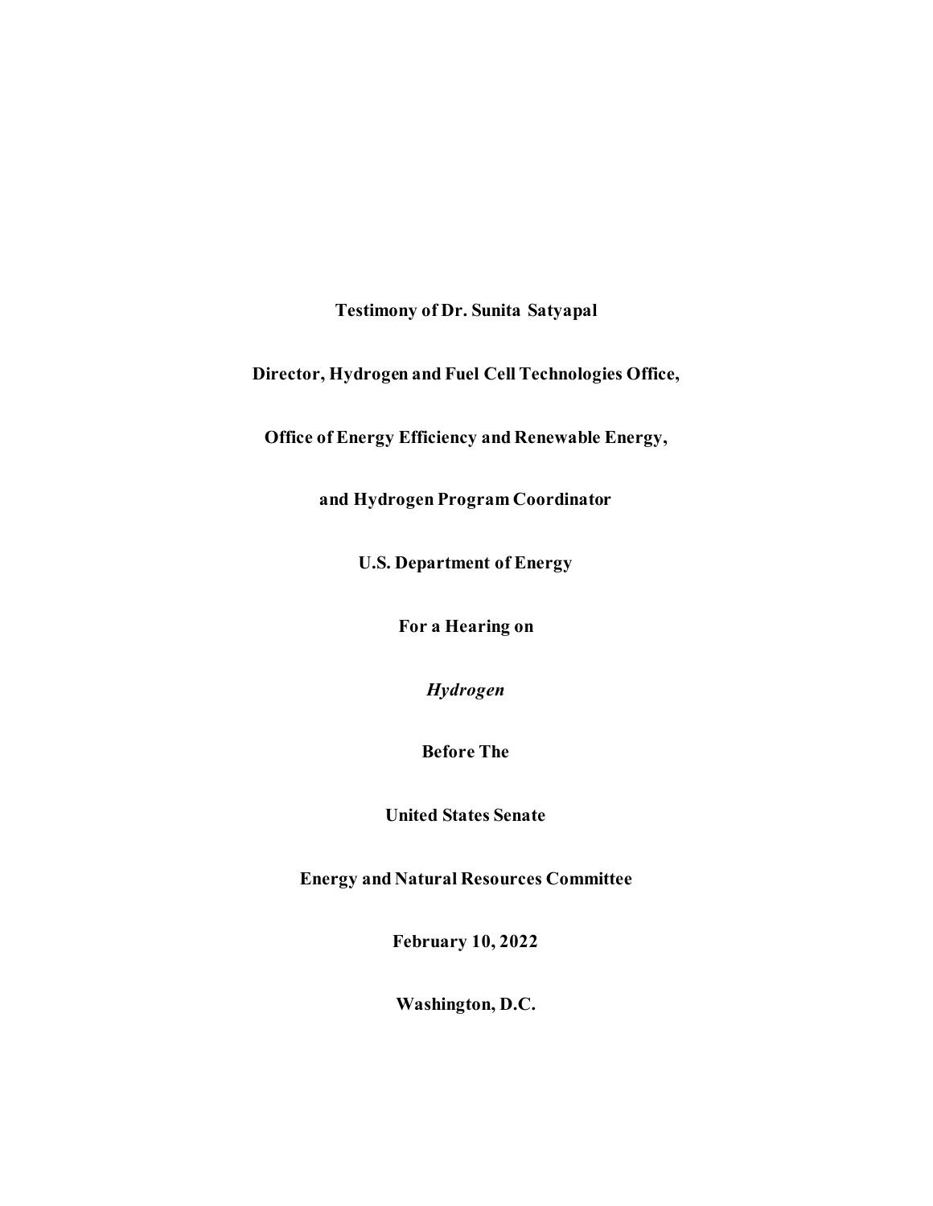**Testimony of Dr. Sunita Satyapal**

**Director, Hydrogen and Fuel Cell Technologies Office,**

**Office of Energy Efficiency and Renewable Energy,**

**and Hydrogen Program Coordinator**

**U.S. Department of Energy**

**For a Hearing on**

***Hydrogen***

**Before The**

**United States Senate**

**Energy and Natural Resources Committee**

**February 10, 2022**

**Washington, D.C.**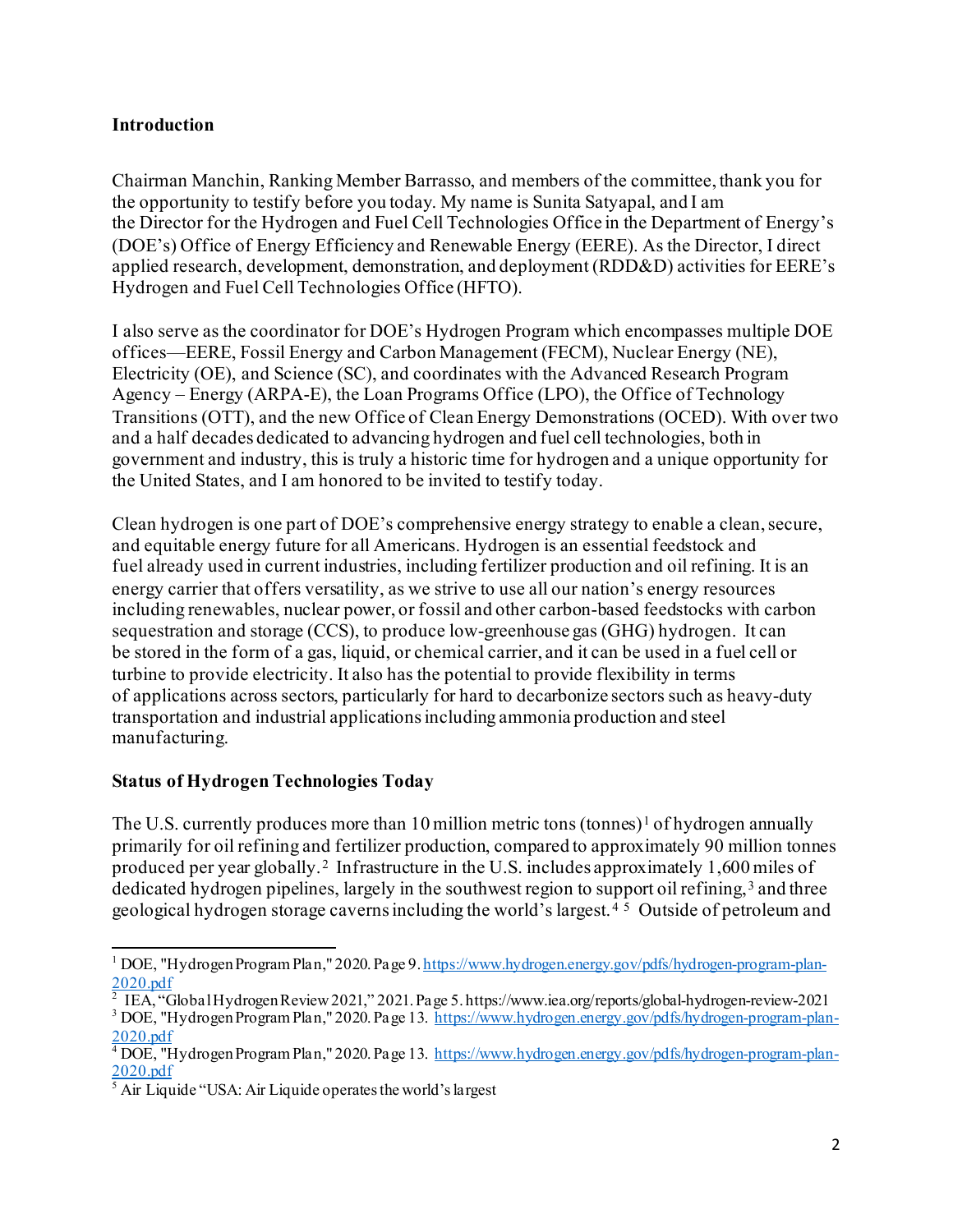## Introduction

Chairman Manchin, Ranking Member Barrasso, and members of the committee, thank you for the opportunity to testify before you today. My name is Sunita Satyapal, and I am the Director for the Hydrogen and Fuel Cell Technologies Office in the Department of Energy's (DOE's) Office of Energy Efficiency and Renewable Energy (EERE). As the Director, I direct applied research, development, demonstration, and deployment (RDD&D) activities for EERE's Hydrogen and Fuel Cell Technologies Office (HFTO).

I also serve as the coordinator for DOE's Hydrogen Program which encompasses multiple DOE offices—EERE, Fossil Energy and Carbon Management (FECM), Nuclear Energy (NE), Electricity (OE), and Science (SC), and coordinates with the Advanced Research Program Agency – Energy (ARPA-E), the Loan Programs Office (LPO), the Office of Technology Transitions (OTT), and the new Office of Clean Energy Demonstrations (OCED). With over two and a half decades dedicated to advancing hydrogen and fuel cell technologies, both in government and industry, this is truly a historic time for hydrogen and a unique opportunity for the United States, and I am honored to be invited to testify today.

Clean hydrogen is one part of DOE's comprehensive energy strategy to enable a clean, secure, and equitable energy future for all Americans. Hydrogen is an essential feedstock and fuel already used in current industries, including fertilizer production and oil refining. It is an energy carrier that offers versatility, as we strive to use all our nation's energy resources including renewables, nuclear power, or fossil and other carbon-based feedstocks with carbon sequestration and storage (CCS), to produce low-greenhouse gas (GHG) hydrogen. It can be stored in the form of a gas, liquid, or chemical carrier, and it can be used in a fuel cell or turbine to provide electricity. It also has the potential to provide flexibility in terms of applications across sectors, particularly for hard to decarbonize sectors such as heavy-duty transportation and industrial applications including ammonia production and steel manufacturing.

## Status of Hydrogen Technologies Today

The U.S. currently produces more than 10 million metric tons (tonnes)[1] of hydrogen annually primarily for oil refining and fertilizer production, compared to approximately 90 million tonnes produced per year globally.[2] Infrastructure in the U.S. includes approximately 1,600 miles of dedicated hydrogen pipelines, largely in the southwest region to support oil refining,[3] and three geological hydrogen storage caverns including the world's largest.[4] [5] Outside of petroleum and

---

[1] DOE, "Hydrogen Program Plan," 2020. Page 9. https://www.hydrogen.energy.gov/pdfs/hydrogen-program-plan-2020.pdf

[2] IEA, "Global Hydrogen Review 2021," 2021. Page 5. https://www.iea.org/reports/global-hydrogen-review-2021

[3] DOE, "Hydrogen Program Plan," 2020. Page 13. https://www.hydrogen.energy.gov/pdfs/hydrogen-program-plan-2020.pdf

[4] DOE, "Hydrogen Program Plan," 2020. Page 13. https://www.hydrogen.energy.gov/pdfs/hydrogen-program-plan-2020.pdf

[5] Air Liquide "USA: Air Liquide operates the world's largest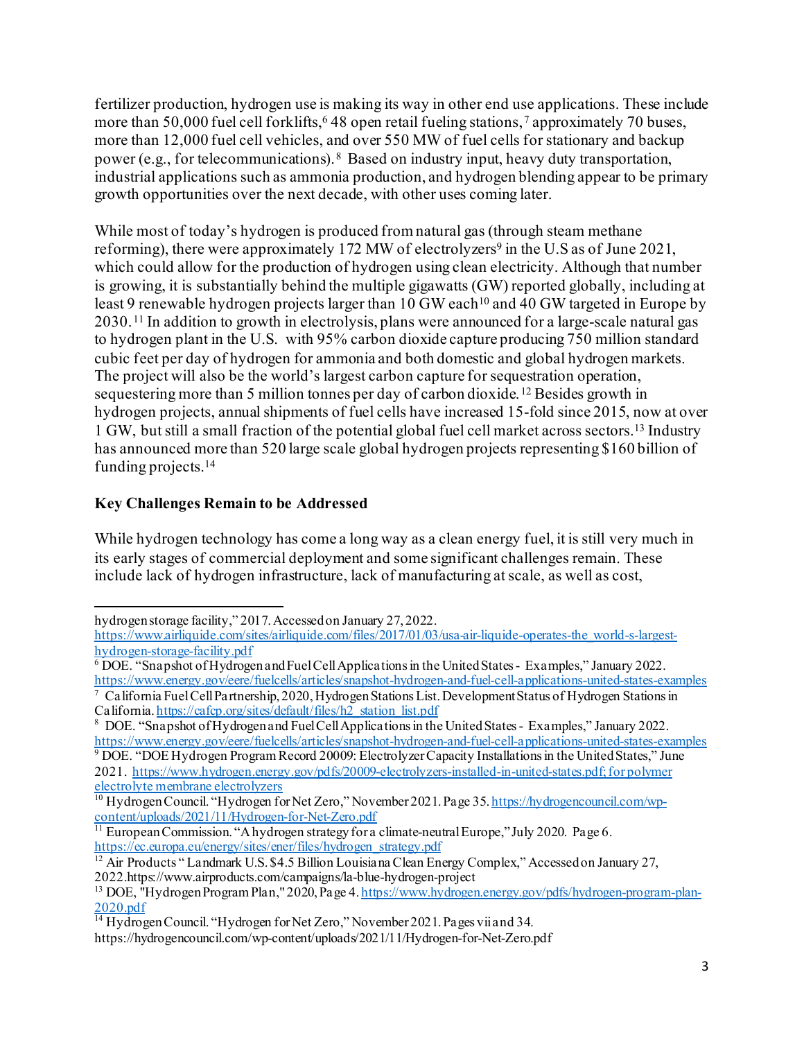fertilizer production, hydrogen use is making its way in other end use applications. These include more than 50,000 fuel cell forklifts,[6] 48 open retail fueling stations,[7] approximately 70 buses, more than 12,000 fuel cell vehicles, and over 550 MW of fuel cells for stationary and backup power (e.g., for telecommunications).[8] Based on industry input, heavy duty transportation, industrial applications such as ammonia production, and hydrogen blending appear to be primary growth opportunities over the next decade, with other uses coming later.

While most of today's hydrogen is produced from natural gas (through steam methane reforming), there were approximately 172 MW of electrolyzers[9] in the U.S as of June 2021, which could allow for the production of hydrogen using clean electricity. Although that number is growing, it is substantially behind the multiple gigawatts (GW) reported globally, including at least 9 renewable hydrogen projects larger than 10 GW each[10] and 40 GW targeted in Europe by 2030.[11] In addition to growth in electrolysis, plans were announced for a large-scale natural gas to hydrogen plant in the U.S. with 95% carbon dioxide capture producing 750 million standard cubic feet per day of hydrogen for ammonia and both domestic and global hydrogen markets. The project will also be the world's largest carbon capture for sequestration operation, sequestering more than 5 million tonnes per day of carbon dioxide.[12] Besides growth in hydrogen projects, annual shipments of fuel cells have increased 15-fold since 2015, now at over 1 GW, but still a small fraction of the potential global fuel cell market across sectors.[13] Industry has announced more than 520 large scale global hydrogen projects representing $160 billion of funding projects.[14]

**Key Challenges Remain to be Addressed**

While hydrogen technology has come a long way as a clean energy fuel, it is still very much in its early stages of commercial deployment and some significant challenges remain. These include lack of hydrogen infrastructure, lack of manufacturing at scale, as well as cost,

---

hydrogen storage facility," 2017. Accessed on January 27, 2022. https://www.airliquide.com/sites/airliquide.com/files/2017/01/03/usa-air-liquide-operates-the_world-s-largest-hydrogen-storage-facility.pdf

[6] DOE. "Snapshot of Hydrogen and Fuel Cell Applications in the United States - Examples," January 2022. https://www.energy.gov/eere/fuelcells/articles/snapshot-hydrogen-and-fuel-cell-applications-united-states-examples

[7] California Fuel Cell Partnership, 2020, Hydrogen Stations List. Development Status of Hydrogen Stations in California. https://cafcp.org/sites/default/files/h2_station_list.pdf

[8] DOE. "Snapshot of Hydrogen and Fuel Cell Applications in the United States - Examples," January 2022. https://www.energy.gov/eere/fuelcells/articles/snapshot-hydrogen-and-fuel-cell-applications-united-states-examples

[9] DOE. "DOE Hydrogen Program Record 20009: Electrolyzer Capacity Installations in the United States," June 2021. https://www.hydrogen.energy.gov/pdfs/20009-electrolyzers-installed-in-united-states.pdf; for polymer electrolyte membrane electrolyzers

[10] Hydrogen Council. "Hydrogen for Net Zero," November 2021. Page 35. https://hydrogencouncil.com/wp-content/uploads/2021/11/Hydrogen-for-Net-Zero.pdf

[11] European Commission. "A hydrogen strategy for a climate-neutral Europe," July 2020. Page 6. https://ec.europa.eu/energy/sites/ener/files/hydrogen_strategy.pdf

[12] Air Products " Landmark U.S. $4.5 Billion Louisiana Clean Energy Complex," Accessed on January 27, 2022.https://www.airproducts.com/campaigns/la-blue-hydrogen-project

[13] DOE, "Hydrogen Program Plan," 2020, Page 4. https://www.hydrogen.energy.gov/pdfs/hydrogen-program-plan-2020.pdf

[14] Hydrogen Council. "Hydrogen for Net Zero," November 2021. Pages vii and 34. https://hydrogencouncil.com/wp-content/uploads/2021/11/Hydrogen-for-Net-Zero.pdf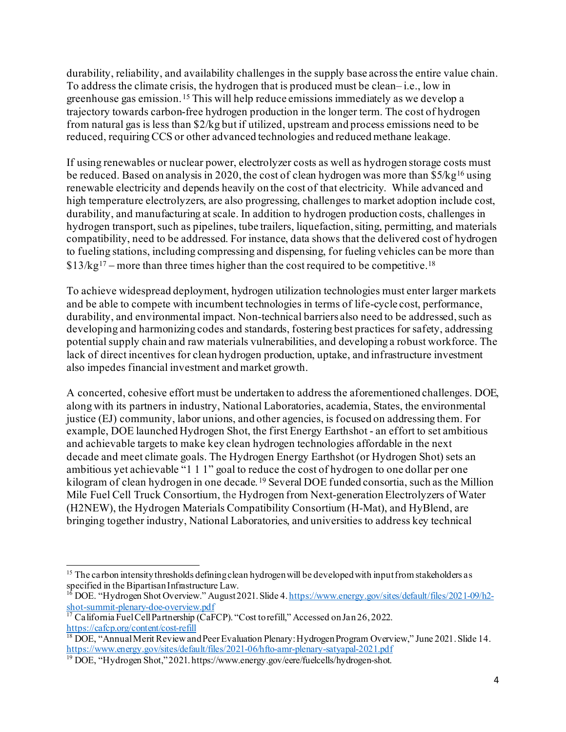durability, reliability, and availability challenges in the supply base across the entire value chain. To address the climate crisis, the hydrogen that is produced must be clean– i.e., low in greenhouse gas emission.[15] This will help reduce emissions immediately as we develop a trajectory towards carbon-free hydrogen production in the longer term. The cost of hydrogen from natural gas is less than $2/kg but if utilized, upstream and process emissions need to be reduced, requiring CCS or other advanced technologies and reduced methane leakage.

If using renewables or nuclear power, electrolyzer costs as well as hydrogen storage costs must be reduced. Based on analysis in 2020, the cost of clean hydrogen was more than $5/kg[16] using renewable electricity and depends heavily on the cost of that electricity. While advanced and high temperature electrolyzers, are also progressing, challenges to market adoption include cost, durability, and manufacturing at scale. In addition to hydrogen production costs, challenges in hydrogen transport, such as pipelines, tube trailers, liquefaction, siting, permitting, and materials compatibility, need to be addressed. For instance, data shows that the delivered cost of hydrogen to fueling stations, including compressing and dispensing, for fueling vehicles can be more than $13/kg[17] – more than three times higher than the cost required to be competitive.[18]

To achieve widespread deployment, hydrogen utilization technologies must enter larger markets and be able to compete with incumbent technologies in terms of life-cycle cost, performance, durability, and environmental impact. Non-technical barriers also need to be addressed, such as developing and harmonizing codes and standards, fostering best practices for safety, addressing potential supply chain and raw materials vulnerabilities, and developing a robust workforce. The lack of direct incentives for clean hydrogen production, uptake, and infrastructure investment also impedes financial investment and market growth.

A concerted, cohesive effort must be undertaken to address the aforementioned challenges. DOE, along with its partners in industry, National Laboratories, academia, States, the environmental justice (EJ) community, labor unions, and other agencies, is focused on addressing them. For example, DOE launched Hydrogen Shot, the first Energy Earthshot - an effort to set ambitious and achievable targets to make key clean hydrogen technologies affordable in the next decade and meet climate goals. The Hydrogen Energy Earthshot (or Hydrogen Shot) sets an ambitious yet achievable "1 1 1" goal to reduce the cost of hydrogen to one dollar per one kilogram of clean hydrogen in one decade.[19] Several DOE funded consortia, such as the Million Mile Fuel Cell Truck Consortium, the Hydrogen from Next-generation Electrolyzers of Water (H2NEW), the Hydrogen Materials Compatibility Consortium (H-Mat), and HyBlend, are bringing together industry, National Laboratories, and universities to address key technical

---

[15] The carbon intensity thresholds defining clean hydrogen will be developed with input from stakeholders as specified in the Bipartisan Infrastructure Law.

[16] DOE. "Hydrogen Shot Overview." August 2021. Slide 4. https://www.energy.gov/sites/default/files/2021-09/h2-shot-summit-plenary-doe-overview.pdf

[17] California Fuel Cell Partnership (CaFCP). "Cost to refill," Accessed on Jan 26, 2022. https://cafcp.org/content/cost-refill

[18] DOE, "Annual Merit Review and Peer Evaluation Plenary: Hydrogen Program Overview," June 2021. Slide 14. https://www.energy.gov/sites/default/files/2021-06/hfto-amr-plenary-satyapal-2021.pdf

[19] DOE, "Hydrogen Shot," 2021. https://www.energy.gov/eere/fuelcells/hydrogen-shot.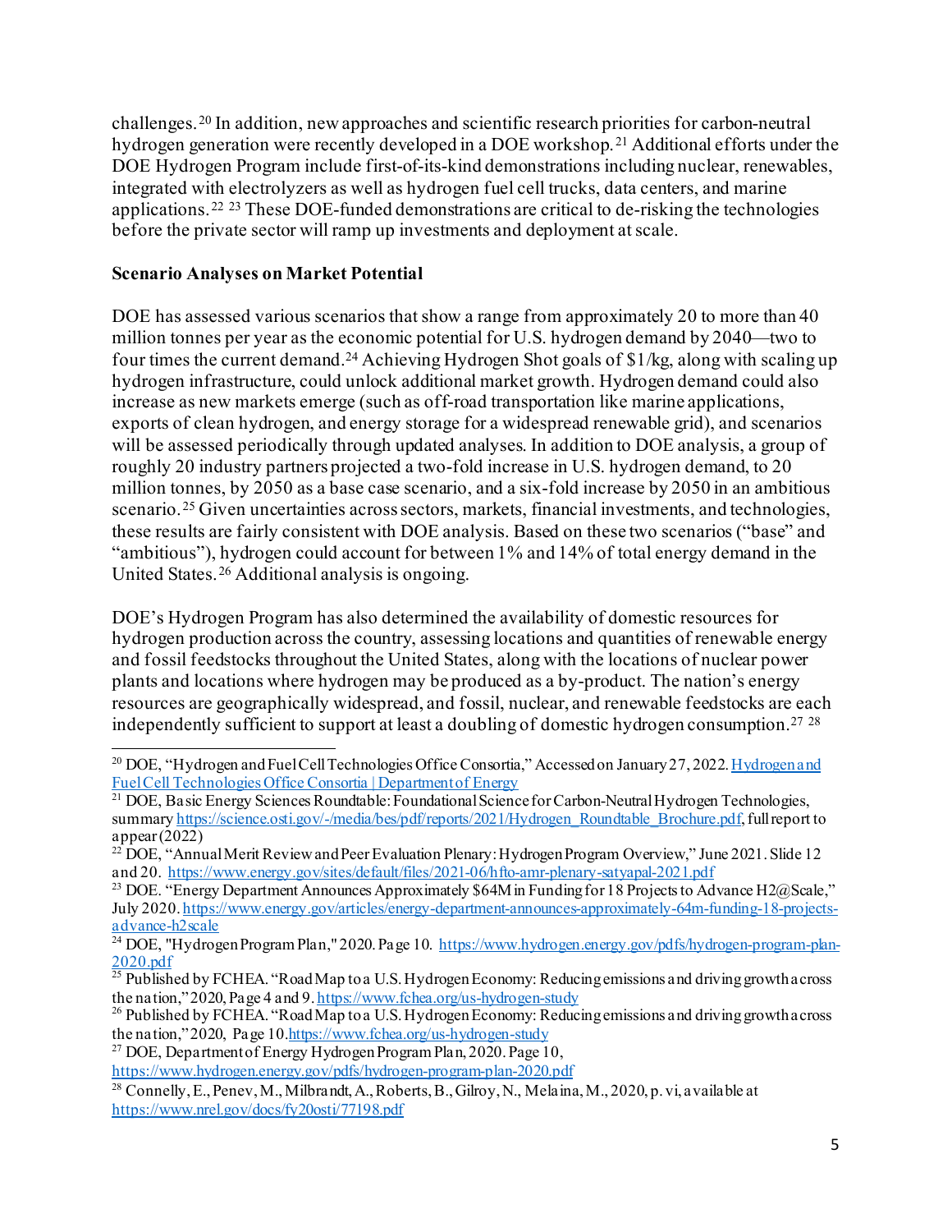challenges.[20] In addition, new approaches and scientific research priorities for carbon-neutral hydrogen generation were recently developed in a DOE workshop.[21] Additional efforts under the DOE Hydrogen Program include first-of-its-kind demonstrations including nuclear, renewables, integrated with electrolyzers as well as hydrogen fuel cell trucks, data centers, and marine applications.[22] [23] These DOE-funded demonstrations are critical to de-risking the technologies before the private sector will ramp up investments and deployment at scale.

**Scenario Analyses on Market Potential**

DOE has assessed various scenarios that show a range from approximately 20 to more than 40 million tonnes per year as the economic potential for U.S. hydrogen demand by 2040—two to four times the current demand.[24] Achieving Hydrogen Shot goals of $1/kg, along with scaling up hydrogen infrastructure, could unlock additional market growth. Hydrogen demand could also increase as new markets emerge (such as off-road transportation like marine applications, exports of clean hydrogen, and energy storage for a widespread renewable grid), and scenarios will be assessed periodically through updated analyses. In addition to DOE analysis, a group of roughly 20 industry partners projected a two-fold increase in U.S. hydrogen demand, to 20 million tonnes, by 2050 as a base case scenario, and a six-fold increase by 2050 in an ambitious scenario.[25] Given uncertainties across sectors, markets, financial investments, and technologies, these results are fairly consistent with DOE analysis. Based on these two scenarios ("base" and "ambitious"), hydrogen could account for between 1% and 14% of total energy demand in the United States.[26] Additional analysis is ongoing.

DOE's Hydrogen Program has also determined the availability of domestic resources for hydrogen production across the country, assessing locations and quantities of renewable energy and fossil feedstocks throughout the United States, along with the locations of nuclear power plants and locations where hydrogen may be produced as a by-product. The nation's energy resources are geographically widespread, and fossil, nuclear, and renewable feedstocks are each independently sufficient to support at least a doubling of domestic hydrogen consumption.[27] [28]

---

[20] DOE, "Hydrogen and Fuel Cell Technologies Office Consortia," Accessed on January 27, 2022. [Hydrogen and Fuel Cell Technologies Office Consortia | Department of Energy]

[21] DOE, Basic Energy Sciences Roundtable: Foundational Science for Carbon-Neutral Hydrogen Technologies, summary https://science.osti.gov/-/media/bes/pdf/reports/2021/Hydrogen_Roundtable_Brochure.pdf, full report to appear (2022)

[22] DOE, "Annual Merit Review and Peer Evaluation Plenary: Hydrogen Program Overview," June 2021. Slide 12 and 20. https://www.energy.gov/sites/default/files/2021-06/hfto-amr-plenary-satyapal-2021.pdf

[23] DOE. "Energy Department Announces Approximately $64M in Funding for 18 Projects to Advance H2@Scale," July 2020. https://www.energy.gov/articles/energy-department-announces-approximately-64m-funding-18-projects-advance-h2scale

[24] DOE, "Hydrogen Program Plan," 2020. Page 10. https://www.hydrogen.energy.gov/pdfs/hydrogen-program-plan-2020.pdf

[25] Published by FCHEA. "Road Map to a U.S. Hydrogen Economy: Reducing emissions and driving growth across the nation," 2020, Page 4 and 9. https://www.fchea.org/us-hydrogen-study

[26] Published by FCHEA. "Road Map to a U.S. Hydrogen Economy: Reducing emissions and driving growth across the nation," 2020, Page 10. https://www.fchea.org/us-hydrogen-study

[27] DOE, Department of Energy Hydrogen Program Plan, 2020. Page 10, https://www.hydrogen.energy.gov/pdfs/hydrogen-program-plan-2020.pdf

[28] Connelly, E., Penev, M., Milbrandt, A., Roberts, B., Gilroy, N., Melaina, M., 2020, p. vi, available at https://www.nrel.gov/docs/fy20osti/77198.pdf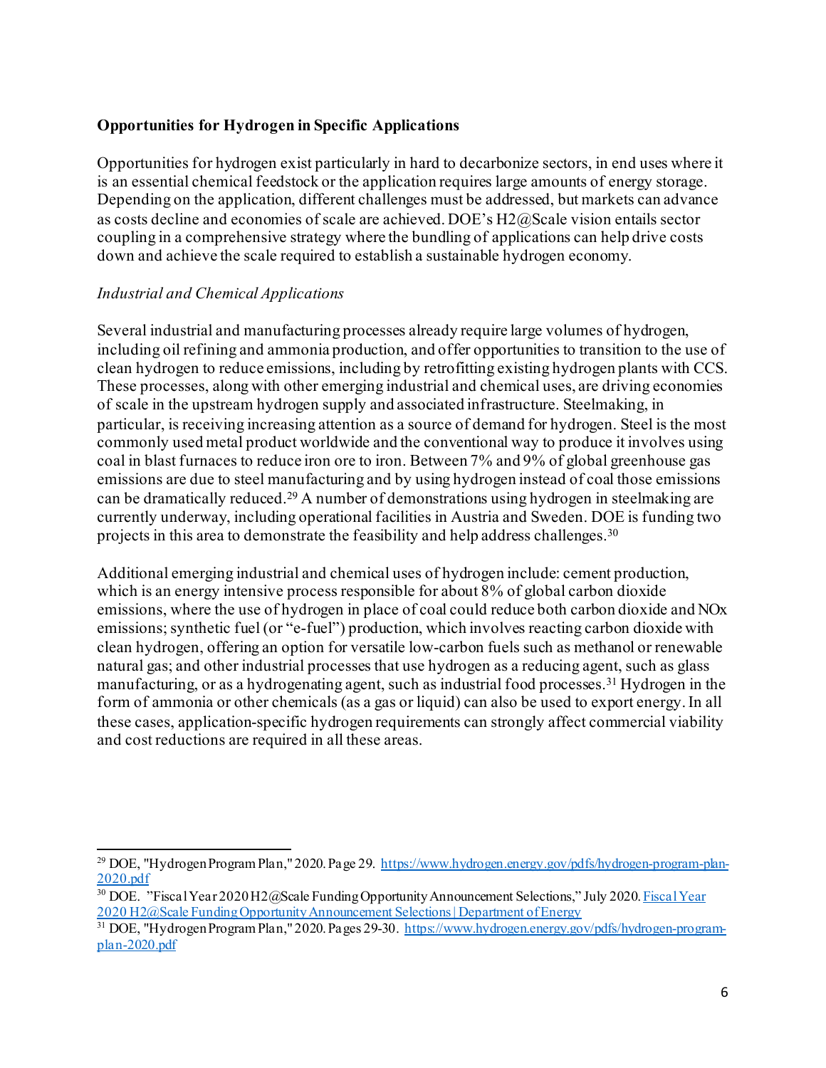**Opportunities for Hydrogen in Specific Applications**

Opportunities for hydrogen exist particularly in hard to decarbonize sectors, in end uses where it is an essential chemical feedstock or the application requires large amounts of energy storage. Depending on the application, different challenges must be addressed, but markets can advance as costs decline and economies of scale are achieved. DOE's H2@Scale vision entails sector coupling in a comprehensive strategy where the bundling of applications can help drive costs down and achieve the scale required to establish a sustainable hydrogen economy.

*Industrial and Chemical Applications*

Several industrial and manufacturing processes already require large volumes of hydrogen, including oil refining and ammonia production, and offer opportunities to transition to the use of clean hydrogen to reduce emissions, including by retrofitting existing hydrogen plants with CCS. These processes, along with other emerging industrial and chemical uses, are driving economies of scale in the upstream hydrogen supply and associated infrastructure. Steelmaking, in particular, is receiving increasing attention as a source of demand for hydrogen. Steel is the most commonly used metal product worldwide and the conventional way to produce it involves using coal in blast furnaces to reduce iron ore to iron. Between 7% and 9% of global greenhouse gas emissions are due to steel manufacturing and by using hydrogen instead of coal those emissions can be dramatically reduced.[29] A number of demonstrations using hydrogen in steelmaking are currently underway, including operational facilities in Austria and Sweden. DOE is funding two projects in this area to demonstrate the feasibility and help address challenges.[30]

Additional emerging industrial and chemical uses of hydrogen include: cement production, which is an energy intensive process responsible for about 8% of global carbon dioxide emissions, where the use of hydrogen in place of coal could reduce both carbon dioxide and NOx emissions; synthetic fuel (or "e-fuel") production, which involves reacting carbon dioxide with clean hydrogen, offering an option for versatile low-carbon fuels such as methanol or renewable natural gas; and other industrial processes that use hydrogen as a reducing agent, such as glass manufacturing, or as a hydrogenating agent, such as industrial food processes.[31] Hydrogen in the form of ammonia or other chemicals (as a gas or liquid) can also be used to export energy. In all these cases, application-specific hydrogen requirements can strongly affect commercial viability and cost reductions are required in all these areas.

---

[29] DOE, "Hydrogen Program Plan," 2020. Page 29. https://www.hydrogen.energy.gov/pdfs/hydrogen-program-plan-2020.pdf

[30] DOE. "Fiscal Year 2020 H2@Scale Funding Opportunity Announcement Selections," July 2020. Fiscal Year 2020 H2@Scale Funding Opportunity Announcement Selections | Department of Energy

[31] DOE, "Hydrogen Program Plan," 2020. Pages 29-30. https://www.hydrogen.energy.gov/pdfs/hydrogen-program-plan-2020.pdf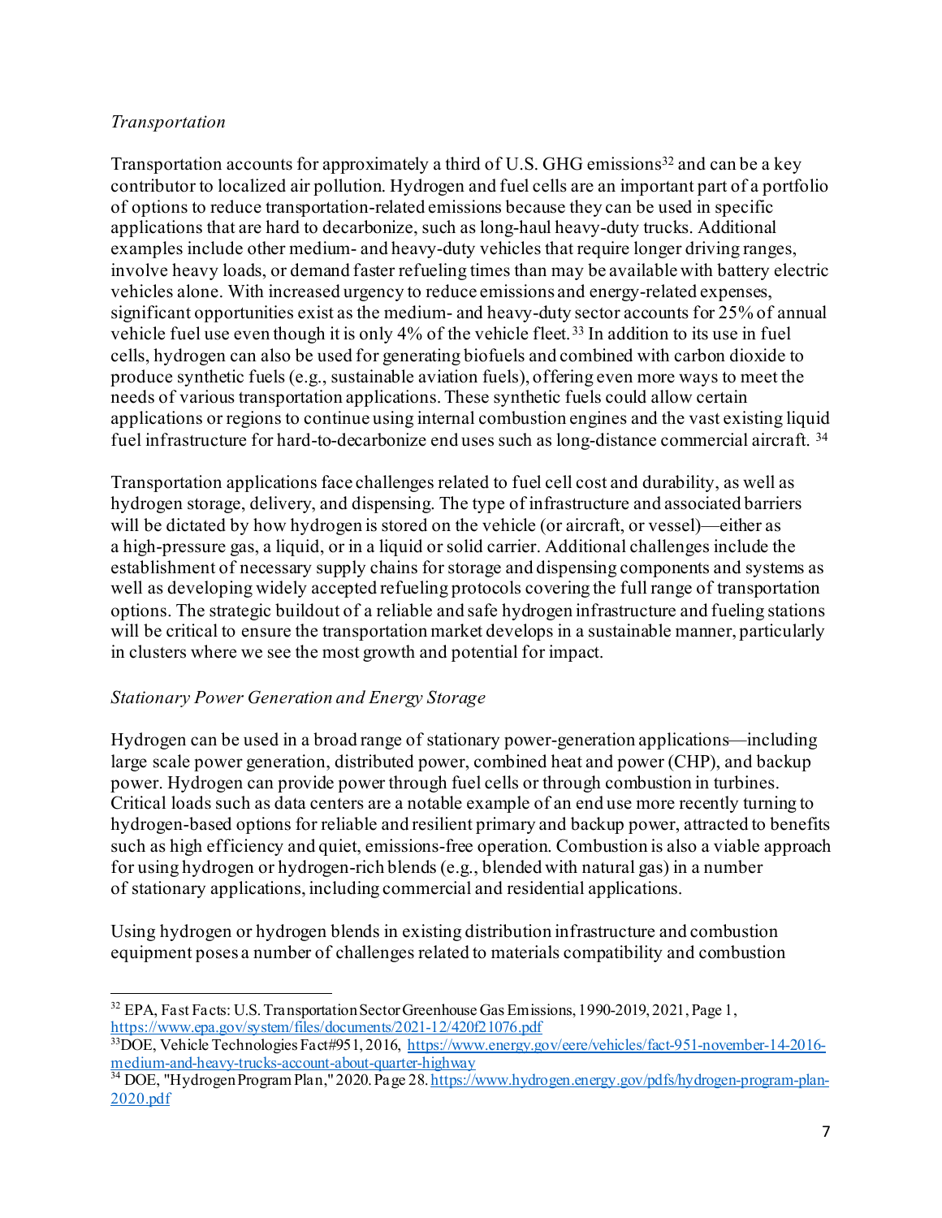*Transportation*

Transportation accounts for approximately a third of U.S. GHG emissions[32] and can be a key contributor to localized air pollution. Hydrogen and fuel cells are an important part of a portfolio of options to reduce transportation-related emissions because they can be used in specific applications that are hard to decarbonize, such as long-haul heavy-duty trucks. Additional examples include other medium- and heavy-duty vehicles that require longer driving ranges, involve heavy loads, or demand faster refueling times than may be available with battery electric vehicles alone. With increased urgency to reduce emissions and energy-related expenses, significant opportunities exist as the medium- and heavy-duty sector accounts for 25% of annual vehicle fuel use even though it is only 4% of the vehicle fleet.[33] In addition to its use in fuel cells, hydrogen can also be used for generating biofuels and combined with carbon dioxide to produce synthetic fuels (e.g., sustainable aviation fuels), offering even more ways to meet the needs of various transportation applications. These synthetic fuels could allow certain applications or regions to continue using internal combustion engines and the vast existing liquid fuel infrastructure for hard-to-decarbonize end uses such as long-distance commercial aircraft.[34]

Transportation applications face challenges related to fuel cell cost and durability, as well as hydrogen storage, delivery, and dispensing. The type of infrastructure and associated barriers will be dictated by how hydrogen is stored on the vehicle (or aircraft, or vessel)—either as a high-pressure gas, a liquid, or in a liquid or solid carrier. Additional challenges include the establishment of necessary supply chains for storage and dispensing components and systems as well as developing widely accepted refueling protocols covering the full range of transportation options. The strategic buildout of a reliable and safe hydrogen infrastructure and fueling stations will be critical to ensure the transportation market develops in a sustainable manner, particularly in clusters where we see the most growth and potential for impact.

*Stationary Power Generation and Energy Storage*

Hydrogen can be used in a broad range of stationary power-generation applications—including large scale power generation, distributed power, combined heat and power (CHP), and backup power. Hydrogen can provide power through fuel cells or through combustion in turbines. Critical loads such as data centers are a notable example of an end use more recently turning to hydrogen-based options for reliable and resilient primary and backup power, attracted to benefits such as high efficiency and quiet, emissions-free operation. Combustion is also a viable approach for using hydrogen or hydrogen-rich blends (e.g., blended with natural gas) in a number of stationary applications, including commercial and residential applications.

Using hydrogen or hydrogen blends in existing distribution infrastructure and combustion equipment poses a number of challenges related to materials compatibility and combustion

---

[32] EPA, Fast Facts: U.S. Transportation Sector Greenhouse Gas Emissions, 1990-2019, 2021, Page 1, https://www.epa.gov/system/files/documents/2021-12/420f21076.pdf

[33] DOE, Vehicle Technologies Fact#951, 2016, https://www.energy.gov/eere/vehicles/fact-951-november-14-2016-medium-and-heavy-trucks-account-about-quarter-highway

[34] DOE, "Hydrogen Program Plan," 2020. Page 28. https://www.hydrogen.energy.gov/pdfs/hydrogen-program-plan-2020.pdf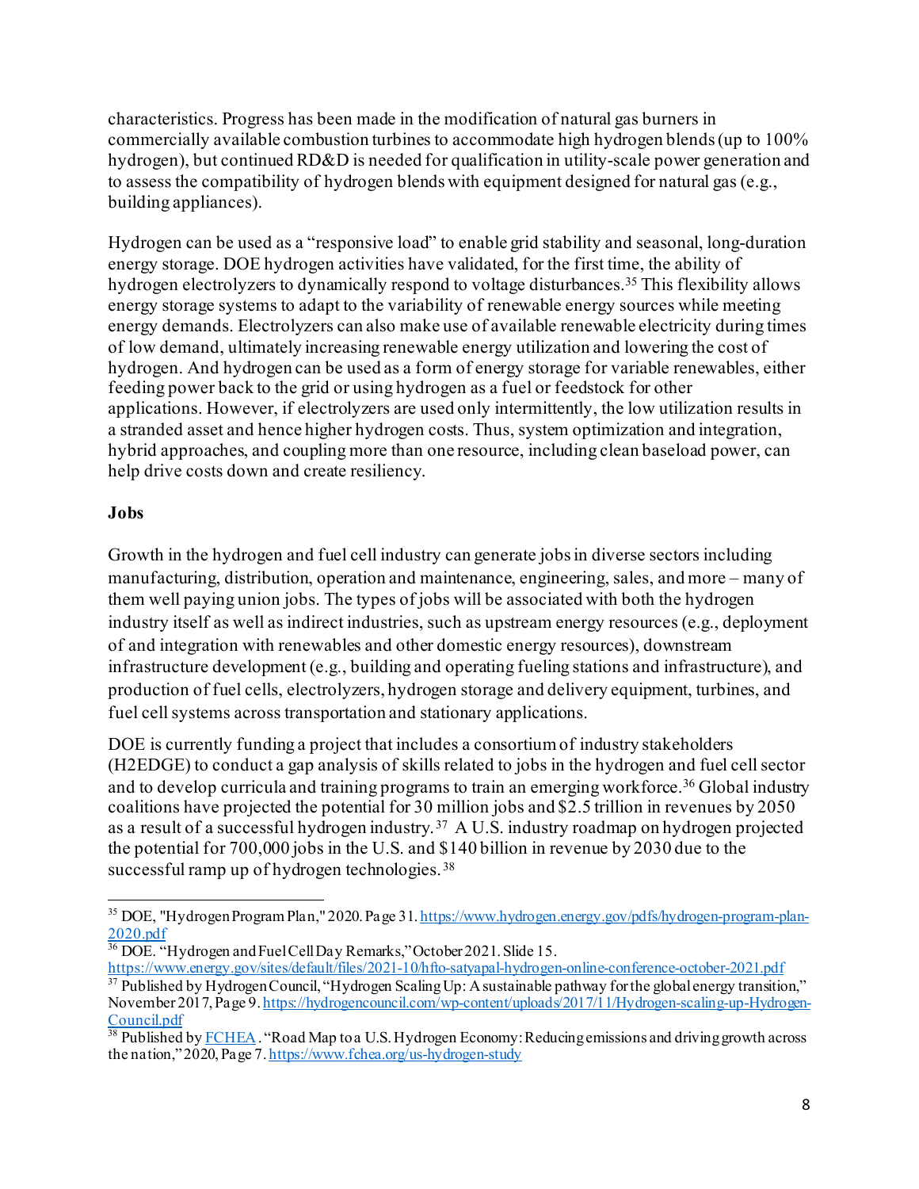characteristics. Progress has been made in the modification of natural gas burners in commercially available combustion turbines to accommodate high hydrogen blends (up to 100% hydrogen), but continued RD&D is needed for qualification in utility-scale power generation and to assess the compatibility of hydrogen blends with equipment designed for natural gas (e.g., building appliances).

Hydrogen can be used as a "responsive load" to enable grid stability and seasonal, long-duration energy storage. DOE hydrogen activities have validated, for the first time, the ability of hydrogen electrolyzers to dynamically respond to voltage disturbances.[35] This flexibility allows energy storage systems to adapt to the variability of renewable energy sources while meeting energy demands. Electrolyzers can also make use of available renewable electricity during times of low demand, ultimately increasing renewable energy utilization and lowering the cost of hydrogen. And hydrogen can be used as a form of energy storage for variable renewables, either feeding power back to the grid or using hydrogen as a fuel or feedstock for other applications. However, if electrolyzers are used only intermittently, the low utilization results in a stranded asset and hence higher hydrogen costs. Thus, system optimization and integration, hybrid approaches, and coupling more than one resource, including clean baseload power, can help drive costs down and create resiliency.

**Jobs**

Growth in the hydrogen and fuel cell industry can generate jobs in diverse sectors including manufacturing, distribution, operation and maintenance, engineering, sales, and more – many of them well paying union jobs. The types of jobs will be associated with both the hydrogen industry itself as well as indirect industries, such as upstream energy resources (e.g., deployment of and integration with renewables and other domestic energy resources), downstream infrastructure development (e.g., building and operating fueling stations and infrastructure), and production of fuel cells, electrolyzers, hydrogen storage and delivery equipment, turbines, and fuel cell systems across transportation and stationary applications.

DOE is currently funding a project that includes a consortium of industry stakeholders (H2EDGE) to conduct a gap analysis of skills related to jobs in the hydrogen and fuel cell sector and to develop curricula and training programs to train an emerging workforce.[36] Global industry coalitions have projected the potential for 30 million jobs and $2.5 trillion in revenues by 2050 as a result of a successful hydrogen industry.[37] A U.S. industry roadmap on hydrogen projected the potential for 700,000 jobs in the U.S. and $140 billion in revenue by 2030 due to the successful ramp up of hydrogen technologies.[38]

---

[35] DOE, "Hydrogen Program Plan," 2020. Page 31. https://www.hydrogen.energy.gov/pdfs/hydrogen-program-plan-2020.pdf

[36] DOE. "Hydrogen and Fuel Cell Day Remarks," October 2021. Slide 15. https://www.energy.gov/sites/default/files/2021-10/hfto-satyapal-hydrogen-online-conference-october-2021.pdf

[37] Published by Hydrogen Council, "Hydrogen Scaling Up: A sustainable pathway for the global energy transition," November 2017, Page 9. https://hydrogencouncil.com/wp-content/uploads/2017/11/Hydrogen-scaling-up-Hydrogen-Council.pdf

[38] Published by FCHEA. "Road Map to a U.S. Hydrogen Economy: Reducing emissions and driving growth across the nation," 2020, Page 7. https://www.fchea.org/us-hydrogen-study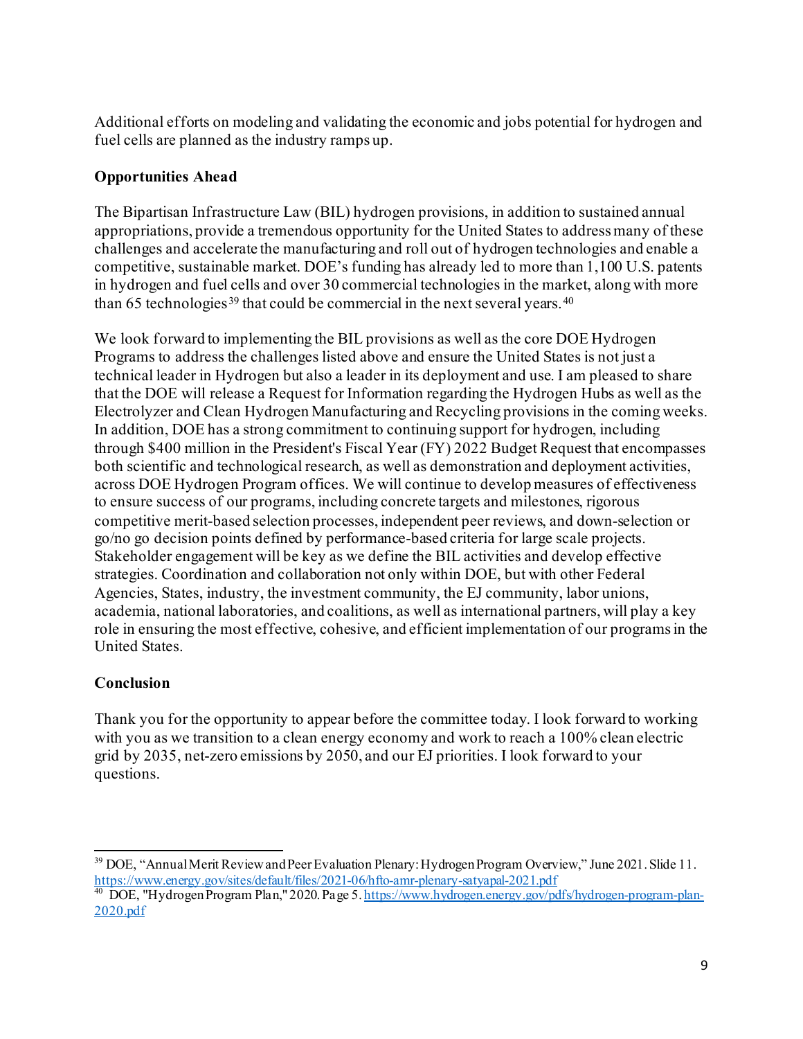Additional efforts on modeling and validating the economic and jobs potential for hydrogen and fuel cells are planned as the industry ramps up.

**Opportunities Ahead**

The Bipartisan Infrastructure Law (BIL) hydrogen provisions, in addition to sustained annual appropriations, provide a tremendous opportunity for the United States to address many of these challenges and accelerate the manufacturing and roll out of hydrogen technologies and enable a competitive, sustainable market. DOE's funding has already led to more than 1,100 U.S. patents in hydrogen and fuel cells and over 30 commercial technologies in the market, along with more than 65 technologies[39] that could be commercial in the next several years.[40]

We look forward to implementing the BIL provisions as well as the core DOE Hydrogen Programs to address the challenges listed above and ensure the United States is not just a technical leader in Hydrogen but also a leader in its deployment and use. I am pleased to share that the DOE will release a Request for Information regarding the Hydrogen Hubs as well as the Electrolyzer and Clean Hydrogen Manufacturing and Recycling provisions in the coming weeks. In addition, DOE has a strong commitment to continuing support for hydrogen, including through $400 million in the President's Fiscal Year (FY) 2022 Budget Request that encompasses both scientific and technological research, as well as demonstration and deployment activities, across DOE Hydrogen Program offices. We will continue to develop measures of effectiveness to ensure success of our programs, including concrete targets and milestones, rigorous competitive merit-based selection processes, independent peer reviews, and down-selection or go/no go decision points defined by performance-based criteria for large scale projects. Stakeholder engagement will be key as we define the BIL activities and develop effective strategies. Coordination and collaboration not only within DOE, but with other Federal Agencies, States, industry, the investment community, the EJ community, labor unions, academia, national laboratories, and coalitions, as well as international partners, will play a key role in ensuring the most effective, cohesive, and efficient implementation of our programs in the United States.

**Conclusion**

Thank you for the opportunity to appear before the committee today. I look forward to working with you as we transition to a clean energy economy and work to reach a 100% clean electric grid by 2035, net-zero emissions by 2050, and our EJ priorities. I look forward to your questions.

---

[39] DOE, "Annual Merit Review and Peer Evaluation Plenary: Hydrogen Program Overview," June 2021. Slide 11. https://www.energy.gov/sites/default/files/2021-06/hfto-amr-plenary-satyapal-2021.pdf

[40] DOE, "Hydrogen Program Plan," 2020. Page 5. https://www.hydrogen.energy.gov/pdfs/hydrogen-program-plan-2020.pdf